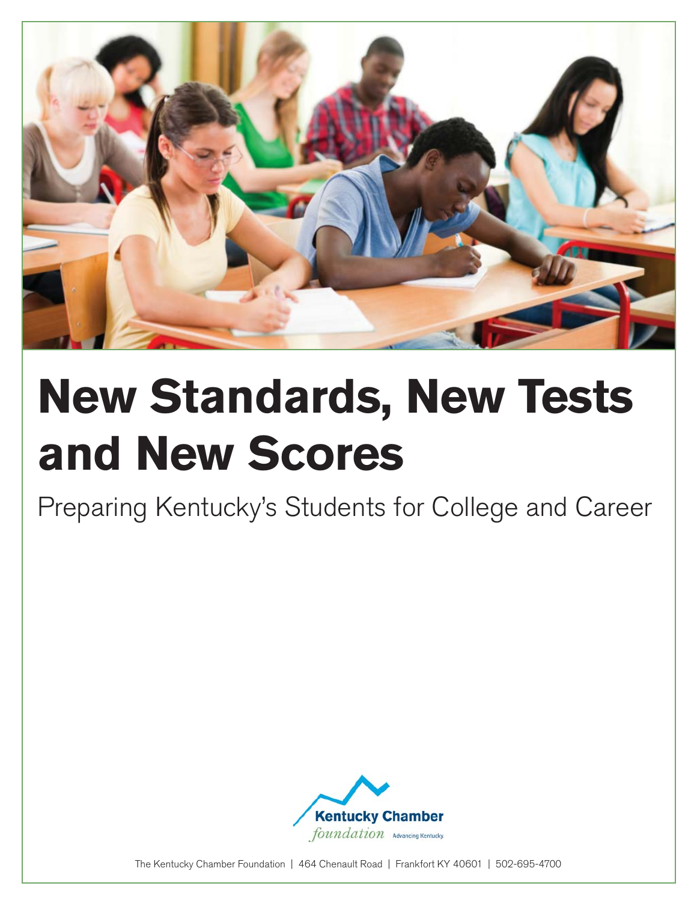# New Standards, New Tests and New Scores

Preparing Kentucky's Students for College and Career

Kentucky Chamber foundation Advancing Kentucky

The Kentucky Chamber Foundation | 464 Chenault Road | Frankfort KY 40601 | 502-695-4700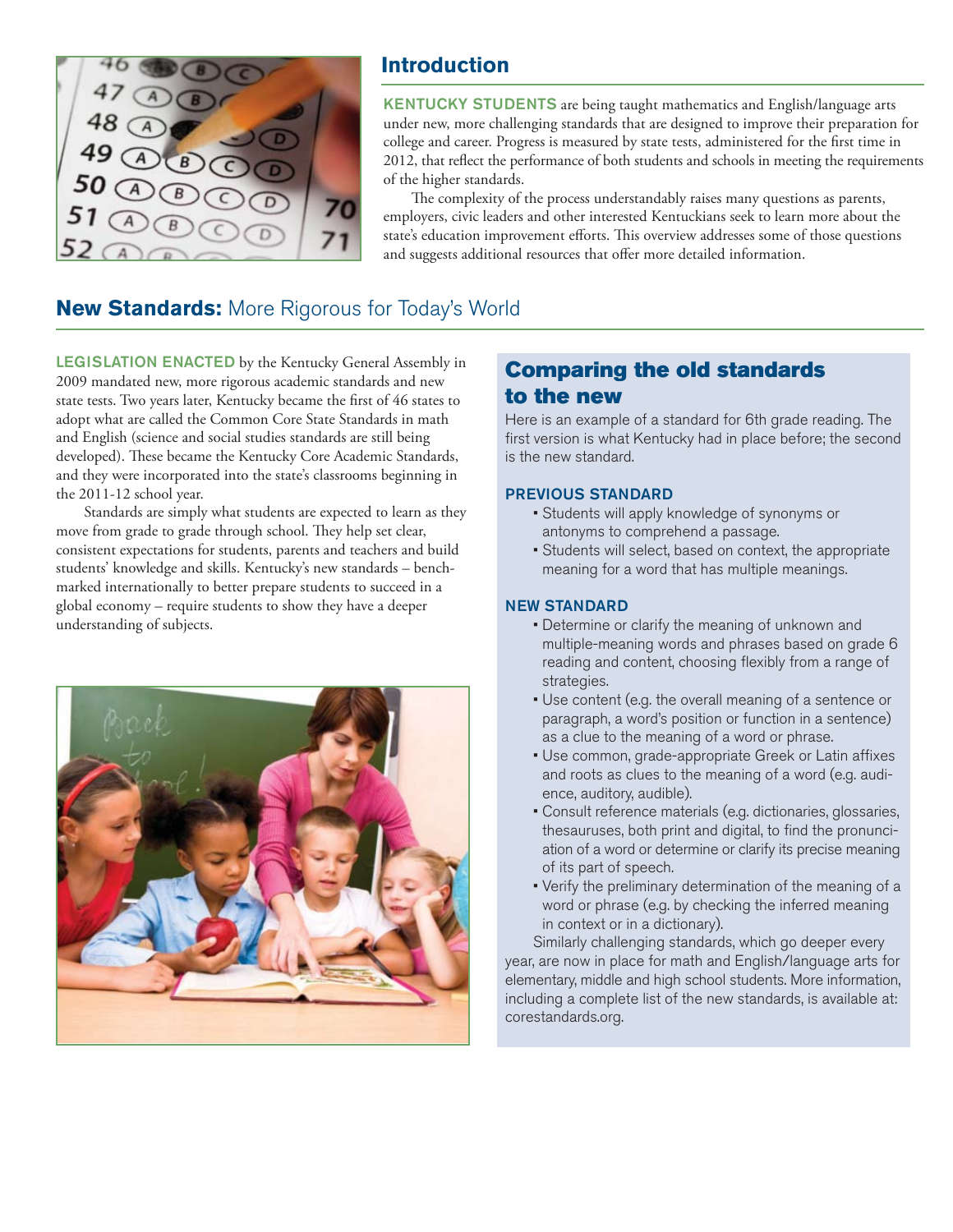## Introduction

**KENTUCKY STUDENTS** are being taught mathematics and English/language arts under new, more challenging standards that are designed to improve their preparation for college and career. Progress is measured by state tests, administered for the first time in 2012, that reflect the performance of both students and schools in meeting the requirements of the higher standards.

The complexity of the process understandably raises many questions as parents, employers, civic leaders and other interested Kentuckians seek to learn more about the state's education improvement efforts. This overview addresses some of those questions and suggests additional resources that offer more detailed information.

## New Standards: More Rigorous for Today's World

**LEGISLATION ENACTED** by the Kentucky General Assembly in 2009 mandated new, more rigorous academic standards and new state tests. Two years later, Kentucky became the first of 46 states to adopt what are called the Common Core State Standards in math and English (science and social studies standards are still being developed). These became the Kentucky Core Academic Standards, and they were incorporated into the state's classrooms beginning in the 2011-12 school year.

Standards are simply what students are expected to learn as they move from grade to grade through school. They help set clear, consistent expectations for students, parents and teachers and build students' knowledge and skills. Kentucky's new standards – benchmarked internationally to better prepare students to succeed in a global economy – require students to show they have a deeper understanding of subjects.

### Comparing the old standards to the new

Here is an example of a standard for 6th grade reading. The first version is what Kentucky had in place before; the second is the new standard.

**PREVIOUS STANDARD**

- Students will apply knowledge of synonyms or antonyms to comprehend a passage.
- Students will select, based on context, the appropriate meaning for a word that has multiple meanings.

**NEW STANDARD**

- Determine or clarify the meaning of unknown and multiple-meaning words and phrases based on grade 6 reading and content, choosing flexibly from a range of strategies.
- Use content (e.g. the overall meaning of a sentence or paragraph, a word's position or function in a sentence) as a clue to the meaning of a word or phrase.
- Use common, grade-appropriate Greek or Latin affixes and roots as clues to the meaning of a word (e.g. audience, auditory, audible).
- Consult reference materials (e.g. dictionaries, glossaries, thesauruses, both print and digital, to find the pronunciation of a word or determine or clarify its precise meaning of its part of speech.
- Verify the preliminary determination of the meaning of a word or phrase (e.g. by checking the inferred meaning in context or in a dictionary).

Similarly challenging standards, which go deeper every year, are now in place for math and English/language arts for elementary, middle and high school students. More information, including a complete list of the new standards, is available at: corestandards.org.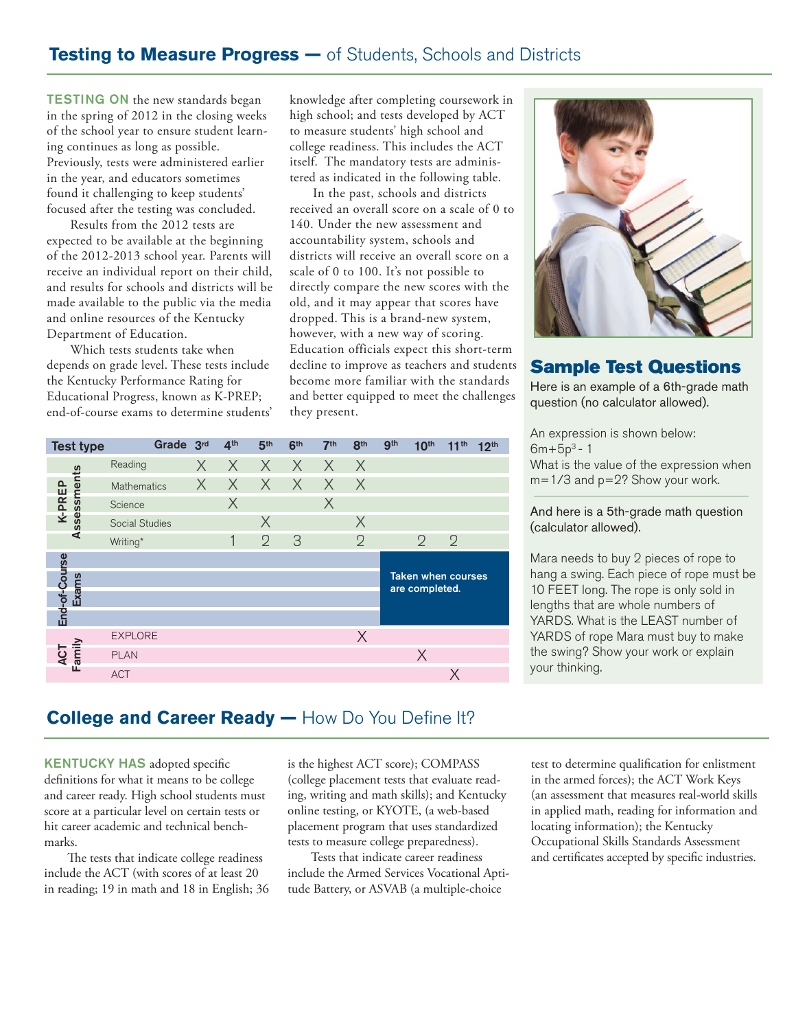## **Testing to Measure Progress —** of Students, Schools and Districts

**TESTING ON** the new standards began in the spring of 2012 in the closing weeks of the school year to ensure student learning continues as long as possible. Previously, tests were administered earlier in the year, and educators sometimes found it challenging to keep students' focused after the testing was concluded.

Results from the 2012 tests are expected to be available at the beginning of the 2012-2013 school year. Parents will receive an individual report on their child, and results for schools and districts will be made available to the public via the media and online resources of the Kentucky Department of Education.

Which tests students take when depends on grade level. These tests include the Kentucky Performance Rating for Educational Progress, known as K-PREP; end-of-course exams to determine students' knowledge after completing coursework in high school; and tests developed by ACT to measure students' high school and college readiness. This includes the ACT itself. The mandatory tests are administered as indicated in the following table.

In the past, schools and districts received an overall score on a scale of 0 to 140. Under the new assessment and accountability system, schools and districts will receive an overall score on a scale of 0 to 100. It's not possible to directly compare the new scores with the old, and it may appear that scores have dropped. This is a brand-new system, however, with a new way of scoring. Education officials expect this short-term decline to improve as teachers and students become more familiar with the standards and better equipped to meet the challenges they present.

| Test type | | 3rd | 4th | 5th | 6th | 7th | 8th | 9th | 10th | 11th | 12th |
|---|---|---|---|---|---|---|---|---|---|---|---|
| K-PREP Assessments | Reading | X | X | X | X | X | X | | | | |
| | Mathematics | X | X | X | X | X | X | | | | |
| | Science | | X | | | X | | | | | |
| | Social Studies | | | X | | | X | | | | |
| | Writing* | | 1 | 2 | 3 | | 2 | | 2 | 2 | |
| End-of-Course Exams | | | | | | | | Taken when courses are completed. | | | |
| ACT Family | EXPLORE | | | | | | X | | | | |
| | PLAN | | | | | | | | X | | |
| | ACT | | | | | | | | | X | |

### Sample Test Questions

Here is an example of a 6th-grade math question (no calculator allowed).

An expression is shown below:
$6m+5p^3-1$
What is the value of the expression when $m=1/3$ and $p=2$? Show your work.

And here is a 5th-grade math question (calculator allowed).

Mara needs to buy 2 pieces of rope to hang a swing. Each piece of rope must be 10 FEET long. The rope is only sold in lengths that are whole numbers of YARDS. What is the LEAST number of YARDS of rope Mara must buy to make the swing? Show your work or explain your thinking.

## **College and Career Ready —** How Do You Define It?

**KENTUCKY HAS** adopted specific definitions for what it means to be college and career ready. High school students must score at a particular level on certain tests or hit career academic and technical benchmarks.

The tests that indicate college readiness include the ACT (with scores of at least 20 in reading; 19 in math and 18 in English; 36 is the highest ACT score); COMPASS (college placement tests that evaluate reading, writing and math skills); and Kentucky online testing, or KYOTE, (a web-based placement program that uses standardized tests to measure college preparedness).

Tests that indicate career readiness include the Armed Services Vocational Aptitude Battery, or ASVAB (a multiple-choice test to determine qualification for enlistment in the armed forces); the ACT Work Keys (an assessment that measures real-world skills in applied math, reading for information and locating information); the Kentucky Occupational Skills Standards Assessment and certificates accepted by specific industries.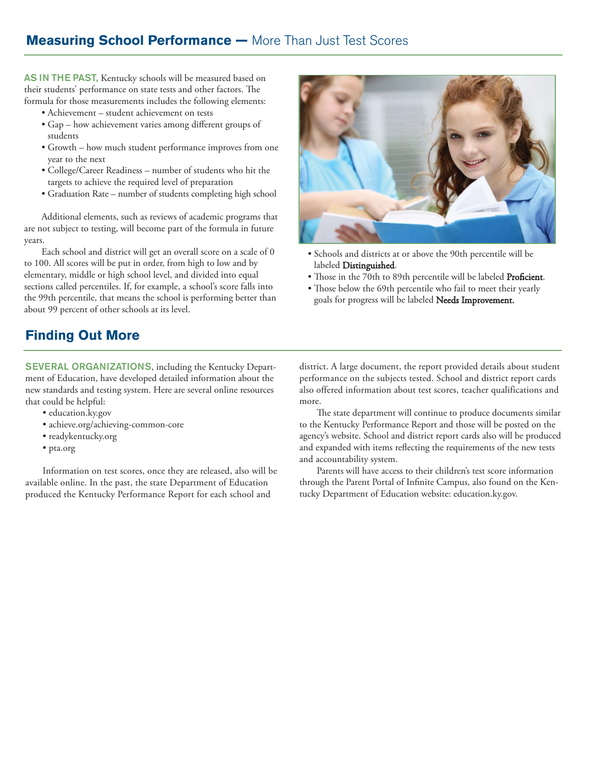## Measuring School Performance — More Than Just Test Scores

**AS IN THE PAST,** Kentucky schools will be measured based on their students' performance on state tests and other factors. The formula for those measurements includes the following elements:

- Achievement – student achievement on tests
- Gap – how achievement varies among different groups of students
- Growth – how much student performance improves from one year to the next
- College/Career Readiness – number of students who hit the targets to achieve the required level of preparation
- Graduation Rate – number of students completing high school

Additional elements, such as reviews of academic programs that are not subject to testing, will become part of the formula in future years.

Each school and district will get an overall score on a scale of 0 to 100. All scores will be put in order, from high to low and by elementary, middle or high school level, and divided into equal sections called percentiles. If, for example, a school's score falls into the 99th percentile, that means the school is performing better than about 99 percent of other schools at its level.

- Schools and districts at or above the 90th percentile will be labeled **Distinguished**.
- Those in the 70th to 89th percentile will be labeled **Proficient**.
- Those below the 69th percentile who fail to meet their yearly goals for progress will be labeled **Needs Improvement.**

## Finding Out More

**SEVERAL ORGANIZATIONS**, including the Kentucky Department of Education, have developed detailed information about the new standards and testing system. Here are several online resources that could be helpful:

- education.ky.gov
- achieve.org/achieving-common-core
- readykentucky.org
- pta.org

Information on test scores, once they are released, also will be available online. In the past, the state Department of Education produced the Kentucky Performance Report for each school and district. A large document, the report provided details about student performance on the subjects tested. School and district report cards also offered information about test scores, teacher qualifications and more.

The state department will continue to produce documents similar to the Kentucky Performance Report and those will be posted on the agency's website. School and district report cards also will be produced and expanded with items reflecting the requirements of the new tests and accountability system.

Parents will have access to their children's test score information through the Parent Portal of Infinite Campus, also found on the Kentucky Department of Education website: education.ky.gov.